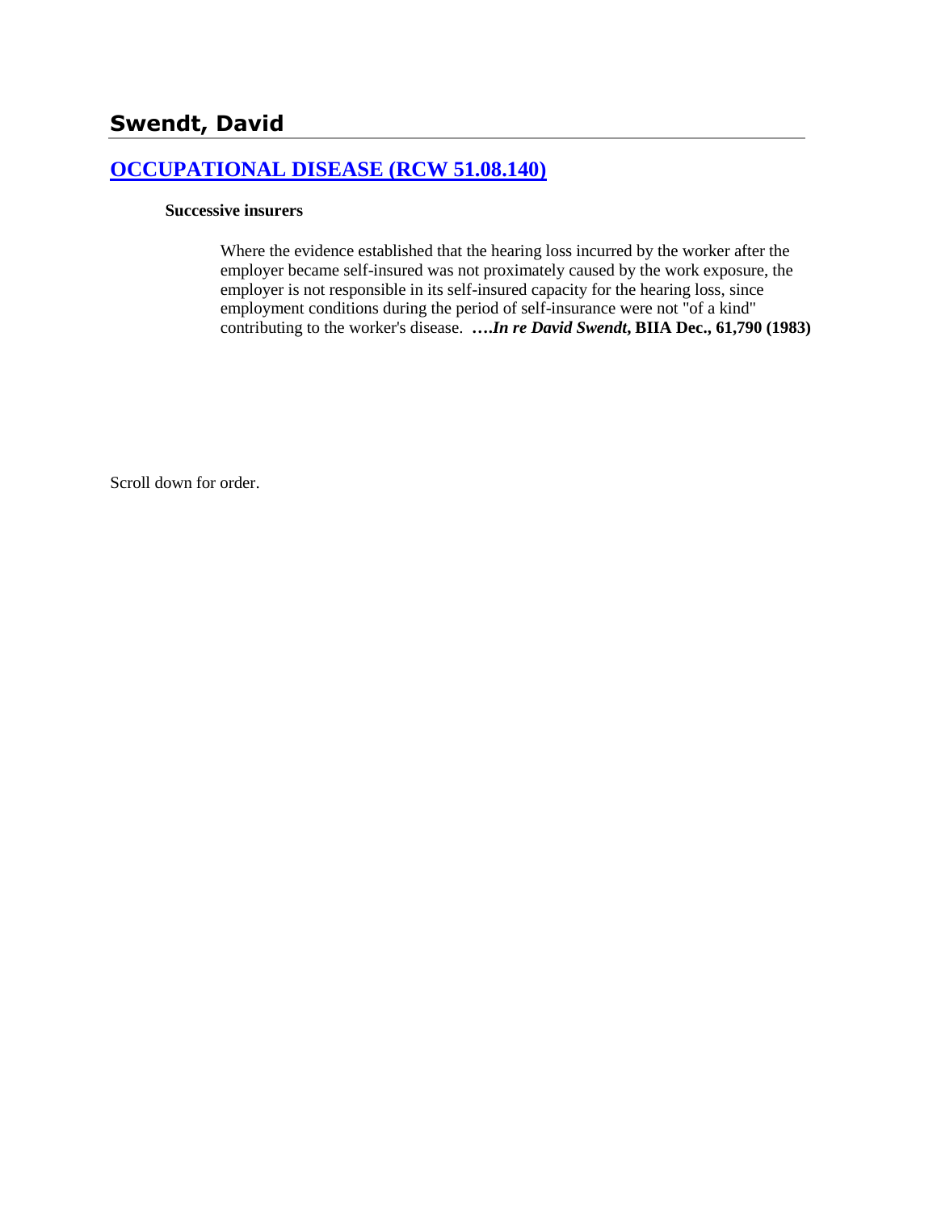# Swendt, David

## [OCCUPATIONAL DISEASE (RCW 51.08.140)]

**Successive insurers**

Where the evidence established that the hearing loss incurred by the worker after the employer became self-insured was not proximately caused by the work exposure, the employer is not responsible in its self-insured capacity for the hearing loss, since employment conditions during the period of self-insurance were not "of a kind" contributing to the worker's disease. **….*In re David Swendt*, BIIA Dec., 61,790 (1983)**

Scroll down for order.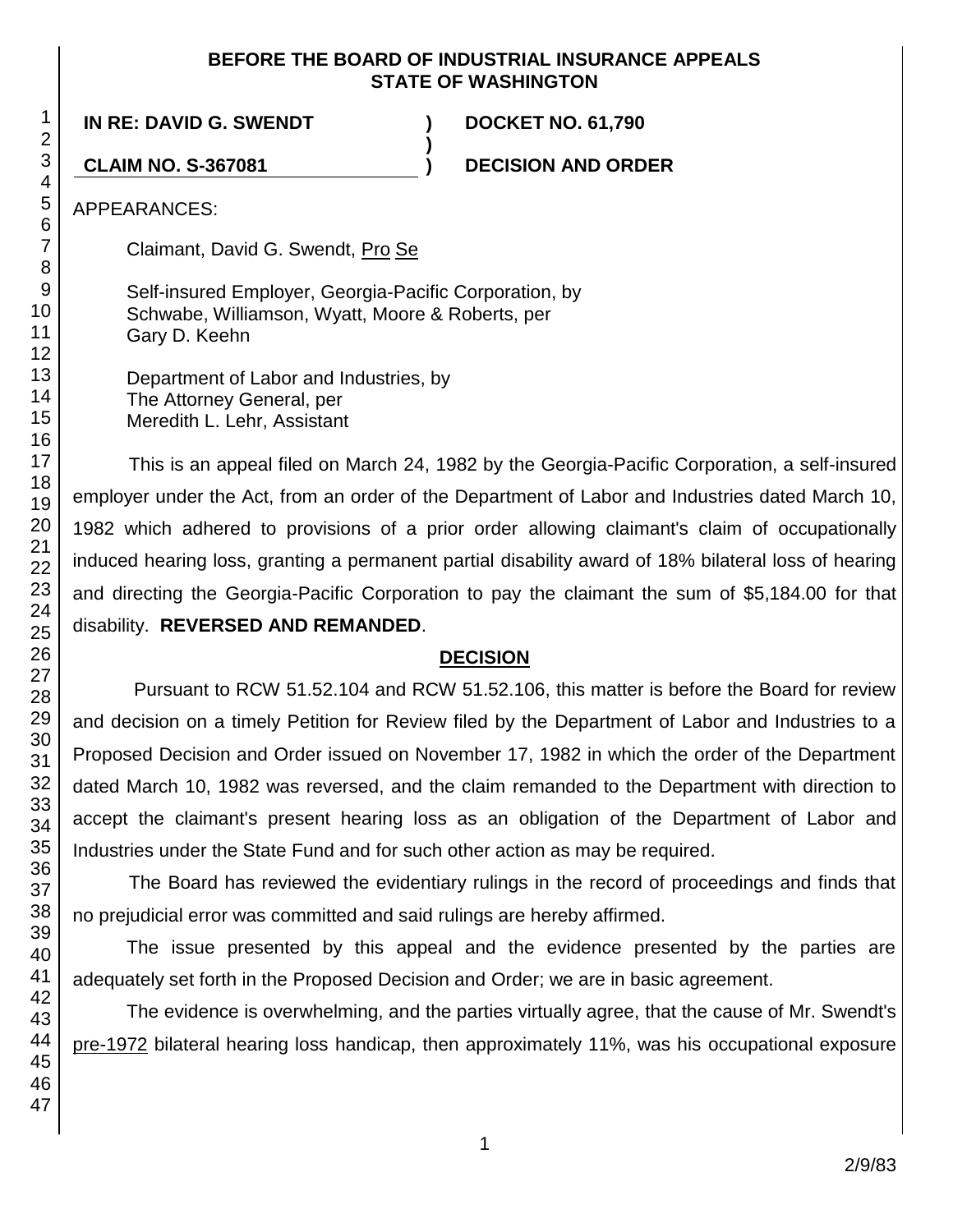**BEFORE THE BOARD OF INDUSTRIAL INSURANCE APPEALS**
**STATE OF WASHINGTON**

| | | |
|---|---|---|
| **IN RE: DAVID G. SWENDT** | **)** | **DOCKET NO. 61,790** |
| | **)** | |
| **CLAIM NO. S-367081** | **)** | **DECISION AND ORDER** |

APPEARANCES:

Claimant, David G. Swendt, Pro Se

Self-insured Employer, Georgia-Pacific Corporation, by
Schwabe, Williamson, Wyatt, Moore & Roberts, per
Gary D. Keehn

Department of Labor and Industries, by
The Attorney General, per
Meredith L. Lehr, Assistant

This is an appeal filed on March 24, 1982 by the Georgia-Pacific Corporation, a self-insured employer under the Act, from an order of the Department of Labor and Industries dated March 10, 1982 which adhered to provisions of a prior order allowing claimant's claim of occupationally induced hearing loss, granting a permanent partial disability award of 18% bilateral loss of hearing and directing the Georgia-Pacific Corporation to pay the claimant the sum of $5,184.00 for that disability. **REVERSED AND REMANDED**.

## DECISION

Pursuant to RCW 51.52.104 and RCW 51.52.106, this matter is before the Board for review and decision on a timely Petition for Review filed by the Department of Labor and Industries to a Proposed Decision and Order issued on November 17, 1982 in which the order of the Department dated March 10, 1982 was reversed, and the claim remanded to the Department with direction to accept the claimant's present hearing loss as an obligation of the Department of Labor and Industries under the State Fund and for such other action as may be required.

The Board has reviewed the evidentiary rulings in the record of proceedings and finds that no prejudicial error was committed and said rulings are hereby affirmed.

The issue presented by this appeal and the evidence presented by the parties are adequately set forth in the Proposed Decision and Order; we are in basic agreement.

The evidence is overwhelming, and the parties virtually agree, that the cause of Mr. Swendt's pre-1972 bilateral hearing loss handicap, then approximately 11%, was his occupational exposure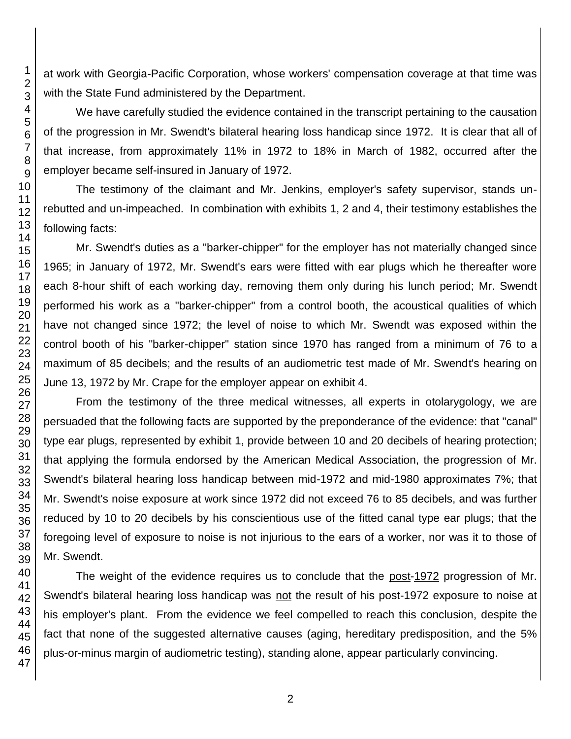at work with Georgia-Pacific Corporation, whose workers' compensation coverage at that time was with the State Fund administered by the Department.

We have carefully studied the evidence contained in the transcript pertaining to the causation of the progression in Mr. Swendt's bilateral hearing loss handicap since 1972. It is clear that all of that increase, from approximately 11% in 1972 to 18% in March of 1982, occurred after the employer became self-insured in January of 1972.

The testimony of the claimant and Mr. Jenkins, employer's safety supervisor, stands un-rebutted and un-impeached. In combination with exhibits 1, 2 and 4, their testimony establishes the following facts:

Mr. Swendt's duties as a "barker-chipper" for the employer has not materially changed since 1965; in January of 1972, Mr. Swendt's ears were fitted with ear plugs which he thereafter wore each 8-hour shift of each working day, removing them only during his lunch period; Mr. Swendt performed his work as a "barker-chipper" from a control booth, the acoustical qualities of which have not changed since 1972; the level of noise to which Mr. Swendt was exposed within the control booth of his "barker-chipper" station since 1970 has ranged from a minimum of 76 to a maximum of 85 decibels; and the results of an audiometric test made of Mr. Swendt's hearing on June 13, 1972 by Mr. Crape for the employer appear on exhibit 4.

From the testimony of the three medical witnesses, all experts in otolarygology, we are persuaded that the following facts are supported by the preponderance of the evidence: that "canal" type ear plugs, represented by exhibit 1, provide between 10 and 20 decibels of hearing protection; that applying the formula endorsed by the American Medical Association, the progression of Mr. Swendt's bilateral hearing loss handicap between mid-1972 and mid-1980 approximates 7%; that Mr. Swendt's noise exposure at work since 1972 did not exceed 76 to 85 decibels, and was further reduced by 10 to 20 decibels by his conscientious use of the fitted canal type ear plugs; that the foregoing level of exposure to noise is not injurious to the ears of a worker, nor was it to those of Mr. Swendt.

The weight of the evidence requires us to conclude that the post-1972 progression of Mr. Swendt's bilateral hearing loss handicap was not the result of his post-1972 exposure to noise at his employer's plant. From the evidence we feel compelled to reach this conclusion, despite the fact that none of the suggested alternative causes (aging, hereditary predisposition, and the 5% plus-or-minus margin of audiometric testing), standing alone, appear particularly convincing.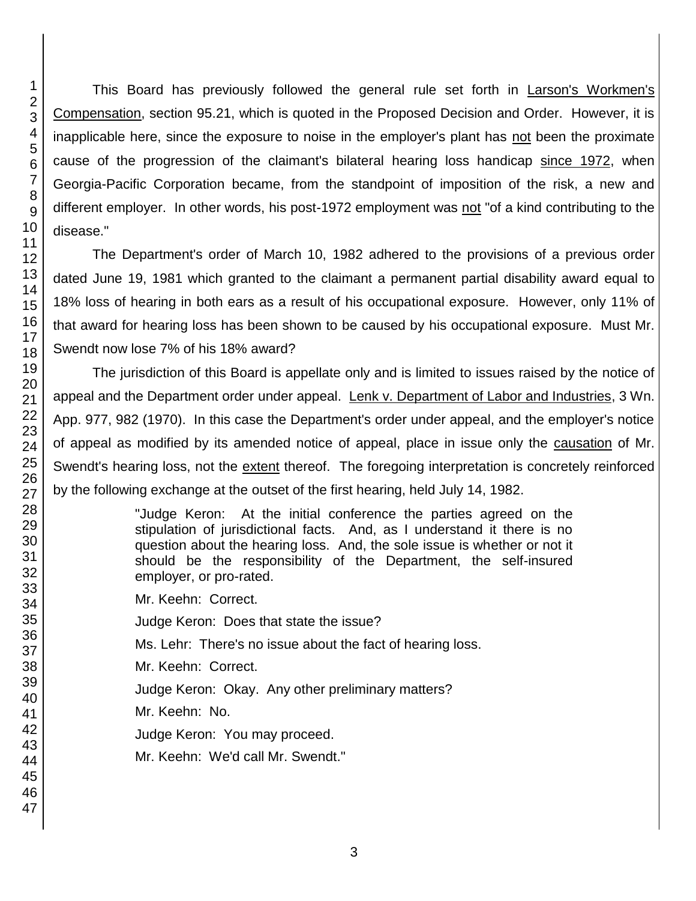This Board has previously followed the general rule set forth in Larson's Workmen's Compensation, section 95.21, which is quoted in the Proposed Decision and Order. However, it is inapplicable here, since the exposure to noise in the employer's plant has not been the proximate cause of the progression of the claimant's bilateral hearing loss handicap since 1972, when Georgia-Pacific Corporation became, from the standpoint of imposition of the risk, a new and different employer. In other words, his post-1972 employment was not "of a kind contributing to the disease."

The Department's order of March 10, 1982 adhered to the provisions of a previous order dated June 19, 1981 which granted to the claimant a permanent partial disability award equal to 18% loss of hearing in both ears as a result of his occupational exposure. However, only 11% of that award for hearing loss has been shown to be caused by his occupational exposure. Must Mr. Swendt now lose 7% of his 18% award?

The jurisdiction of this Board is appellate only and is limited to issues raised by the notice of appeal and the Department order under appeal. Lenk v. Department of Labor and Industries, 3 Wn. App. 977, 982 (1970). In this case the Department's order under appeal, and the employer's notice of appeal as modified by its amended notice of appeal, place in issue only the causation of Mr. Swendt's hearing loss, not the extent thereof. The foregoing interpretation is concretely reinforced by the following exchange at the outset of the first hearing, held July 14, 1982.

> "Judge Keron: At the initial conference the parties agreed on the stipulation of jurisdictional facts. And, as I understand it there is no question about the hearing loss. And, the sole issue is whether or not it should be the responsibility of the Department, the self-insured employer, or pro-rated.
>
> Mr. Keehn: Correct.
>
> Judge Keron: Does that state the issue?
>
> Ms. Lehr: There's no issue about the fact of hearing loss.
>
> Mr. Keehn: Correct.
>
> Judge Keron: Okay. Any other preliminary matters?
>
> Mr. Keehn: No.
>
> Judge Keron: You may proceed.
>
> Mr. Keehn: We'd call Mr. Swendt."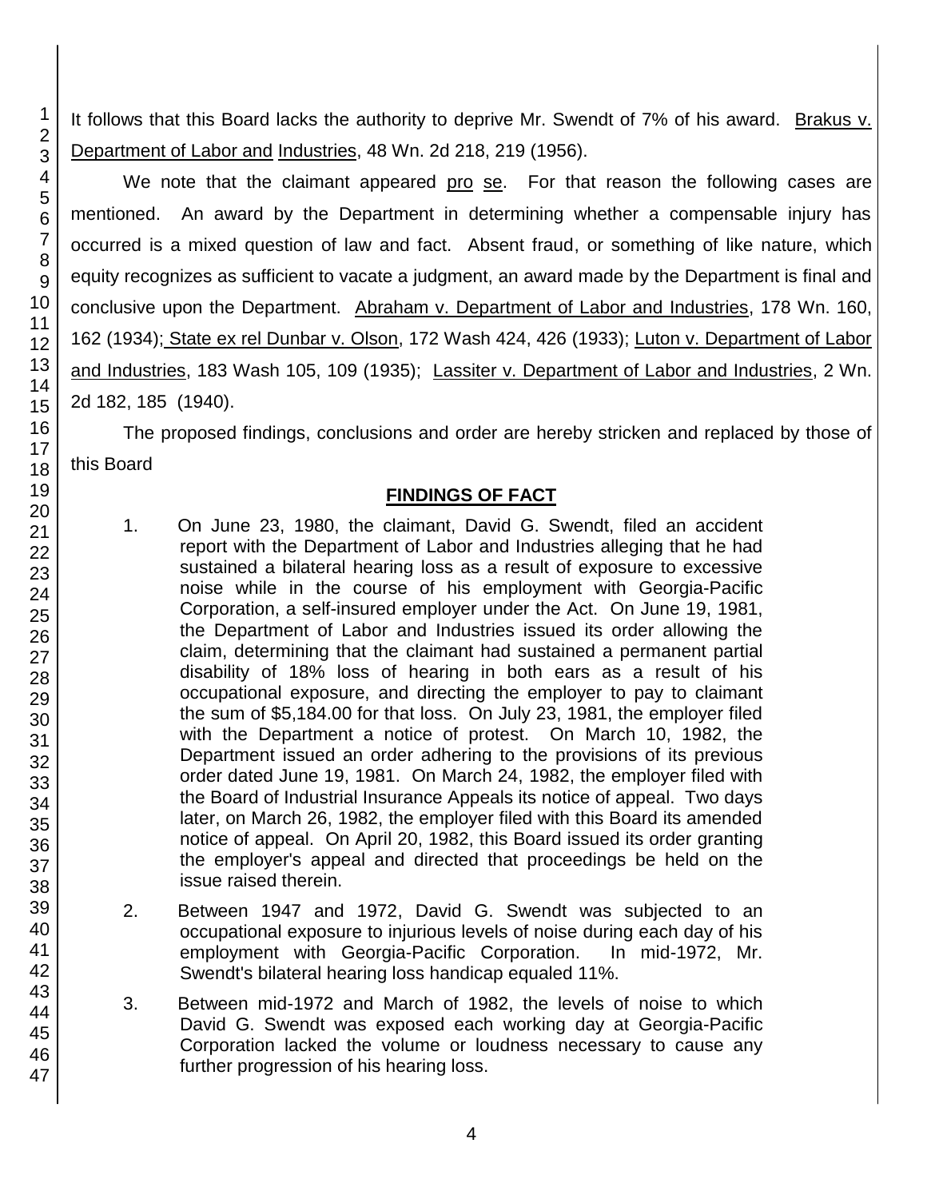It follows that this Board lacks the authority to deprive Mr. Swendt of 7% of his award. Brakus v. Department of Labor and Industries, 48 Wn. 2d 218, 219 (1956).

We note that the claimant appeared pro se. For that reason the following cases are mentioned. An award by the Department in determining whether a compensable injury has occurred is a mixed question of law and fact. Absent fraud, or something of like nature, which equity recognizes as sufficient to vacate a judgment, an award made by the Department is final and conclusive upon the Department. Abraham v. Department of Labor and Industries, 178 Wn. 160, 162 (1934); State ex rel Dunbar v. Olson, 172 Wash 424, 426 (1933); Luton v. Department of Labor and Industries, 183 Wash 105, 109 (1935); Lassiter v. Department of Labor and Industries, 2 Wn. 2d 182, 185 (1940).

The proposed findings, conclusions and order are hereby stricken and replaced by those of this Board

## FINDINGS OF FACT

1. On June 23, 1980, the claimant, David G. Swendt, filed an accident report with the Department of Labor and Industries alleging that he had sustained a bilateral hearing loss as a result of exposure to excessive noise while in the course of his employment with Georgia-Pacific Corporation, a self-insured employer under the Act. On June 19, 1981, the Department of Labor and Industries issued its order allowing the claim, determining that the claimant had sustained a permanent partial disability of 18% loss of hearing in both ears as a result of his occupational exposure, and directing the employer to pay to claimant the sum of $5,184.00 for that loss. On July 23, 1981, the employer filed with the Department a notice of protest. On March 10, 1982, the Department issued an order adhering to the provisions of its previous order dated June 19, 1981. On March 24, 1982, the employer filed with the Board of Industrial Insurance Appeals its notice of appeal. Two days later, on March 26, 1982, the employer filed with this Board its amended notice of appeal. On April 20, 1982, this Board issued its order granting the employer's appeal and directed that proceedings be held on the issue raised therein.

2. Between 1947 and 1972, David G. Swendt was subjected to an occupational exposure to injurious levels of noise during each day of his employment with Georgia-Pacific Corporation. In mid-1972, Mr. Swendt's bilateral hearing loss handicap equaled 11%.

3. Between mid-1972 and March of 1982, the levels of noise to which David G. Swendt was exposed each working day at Georgia-Pacific Corporation lacked the volume or loudness necessary to cause any further progression of his hearing loss.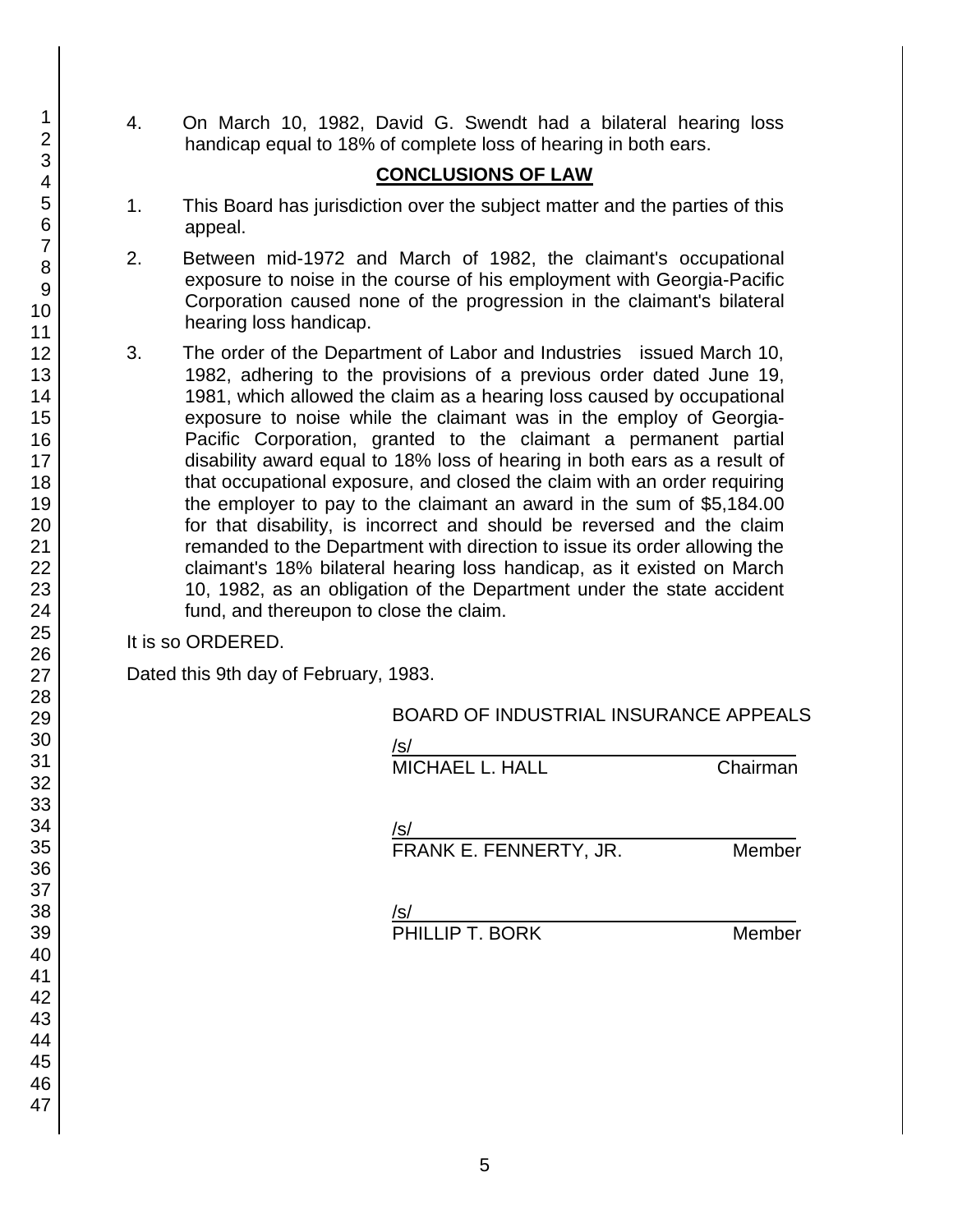4. On March 10, 1982, David G. Swendt had a bilateral hearing loss handicap equal to 18% of complete loss of hearing in both ears.

## CONCLUSIONS OF LAW

1. This Board has jurisdiction over the subject matter and the parties of this appeal.

2. Between mid-1972 and March of 1982, the claimant's occupational exposure to noise in the course of his employment with Georgia-Pacific Corporation caused none of the progression in the claimant's bilateral hearing loss handicap.

3. The order of the Department of Labor and Industries issued March 10, 1982, adhering to the provisions of a previous order dated June 19, 1981, which allowed the claim as a hearing loss caused by occupational exposure to noise while the claimant was in the employ of Georgia-Pacific Corporation, granted to the claimant a permanent partial disability award equal to 18% loss of hearing in both ears as a result of that occupational exposure, and closed the claim with an order requiring the employer to pay to the claimant an award in the sum of $5,184.00 for that disability, is incorrect and should be reversed and the claim remanded to the Department with direction to issue its order allowing the claimant's 18% bilateral hearing loss handicap, as it existed on March 10, 1982, as an obligation of the Department under the state accident fund, and thereupon to close the claim.

It is so ORDERED.

Dated this 9th day of February, 1983.

BOARD OF INDUSTRIAL INSURANCE APPEALS

/s/
MICHAEL L. HALL, Chairman

/s/
FRANK E. FENNERTY, JR., Member

/s/
PHILLIP T. BORK, Member